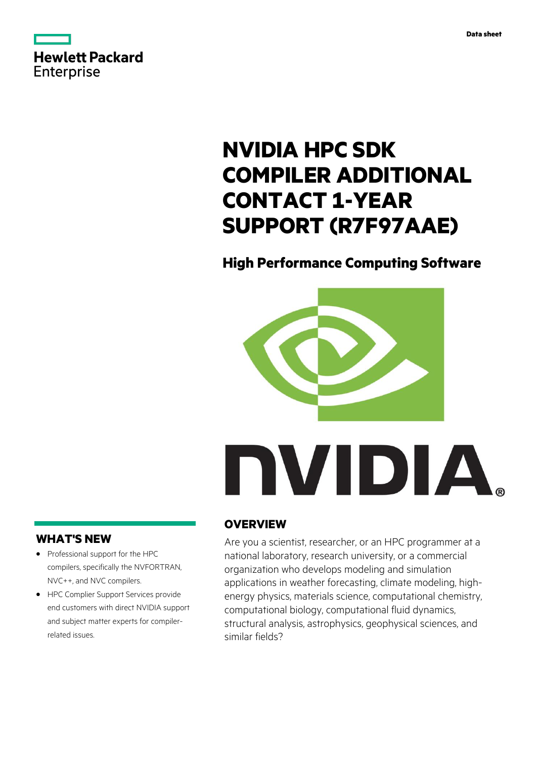Data sheet

# NVIDIA HPC SDK COMPILER ADDITIONAL CONTACT 1-YEAR SUPPORT (R7F97AAE)

## High Performance Computing Software

## OVERVIEW

Are you a scientist, researcher, or an HPC programmer at a national laboratory, research university, or a commercial organization who develops modeling and simulation applications in weather forecasting, climate modeling, high-energy physics, materials science, computational chemistry, computational biology, computational fluid dynamics, structural analysis, astrophysics, geophysical sciences, and similar fields?

## WHAT'S NEW

- Professional support for the HPC compilers, specifically the NVFORTRAN, NVC++, and NVC compilers.
- HPC Complier Support Services provide end customers with direct NVIDIA support and subject matter experts for compiler-related issues.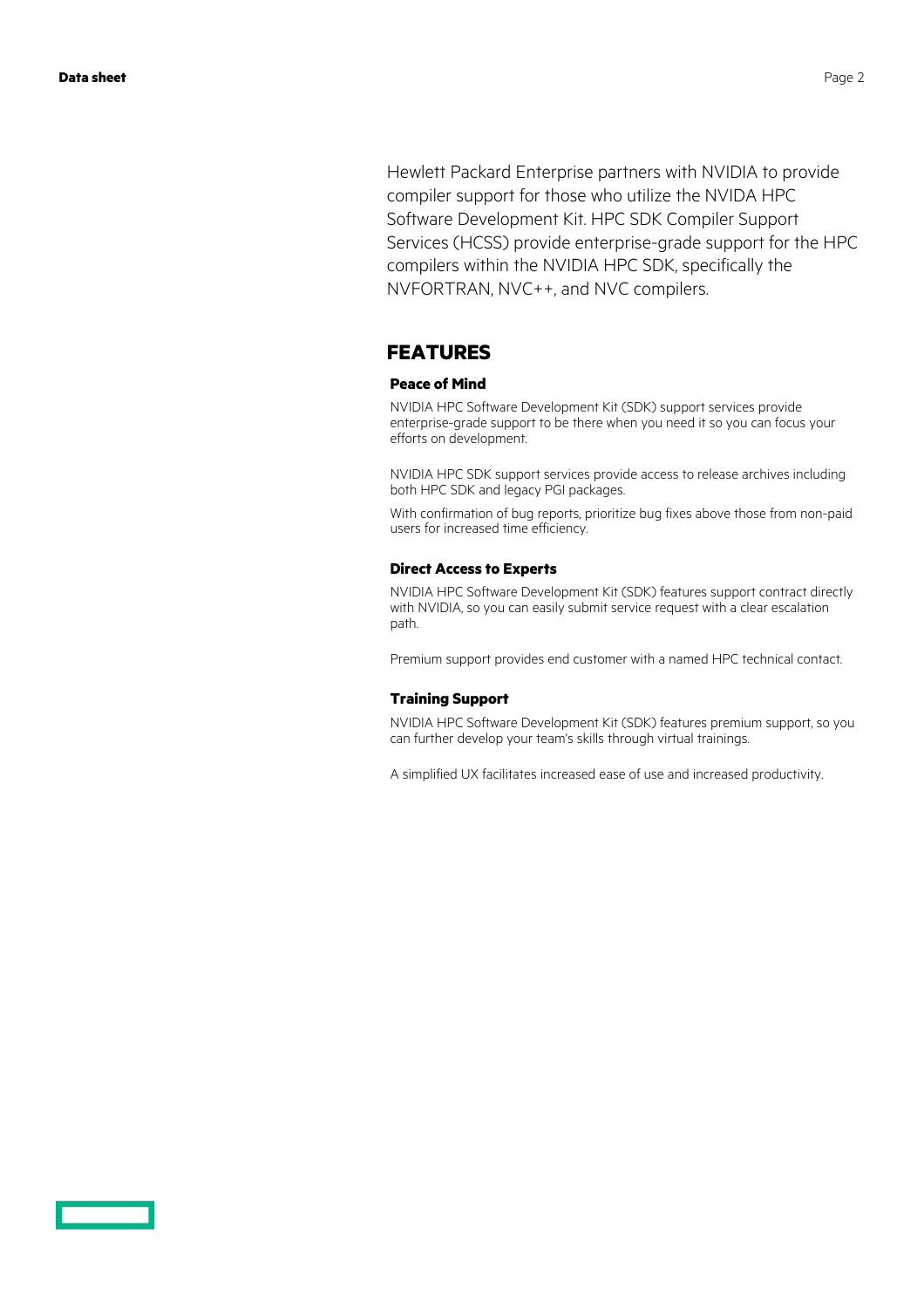Hewlett Packard Enterprise partners with NVIDIA to provide compiler support for those who utilize the NVIDA HPC Software Development Kit. HPC SDK Compiler Support Services (HCSS) provide enterprise-grade support for the HPC compilers within the NVIDIA HPC SDK, specifically the NVFORTRAN, NVC++, and NVC compilers.

## FEATURES

### Peace of Mind

NVIDIA HPC Software Development Kit (SDK) support services provide enterprise-grade support to be there when you need it so you can focus your efforts on development.

NVIDIA HPC SDK support services provide access to release archives including both HPC SDK and legacy PGI packages.

With confirmation of bug reports, prioritize bug fixes above those from non-paid users for increased time efficiency.

### Direct Access to Experts

NVIDIA HPC Software Development Kit (SDK) features support contract directly with NVIDIA, so you can easily submit service request with a clear escalation path.

Premium support provides end customer with a named HPC technical contact.

### Training Support

NVIDIA HPC Software Development Kit (SDK) features premium support, so you can further develop your team's skills through virtual trainings.

A simplified UX facilitates increased ease of use and increased productivity.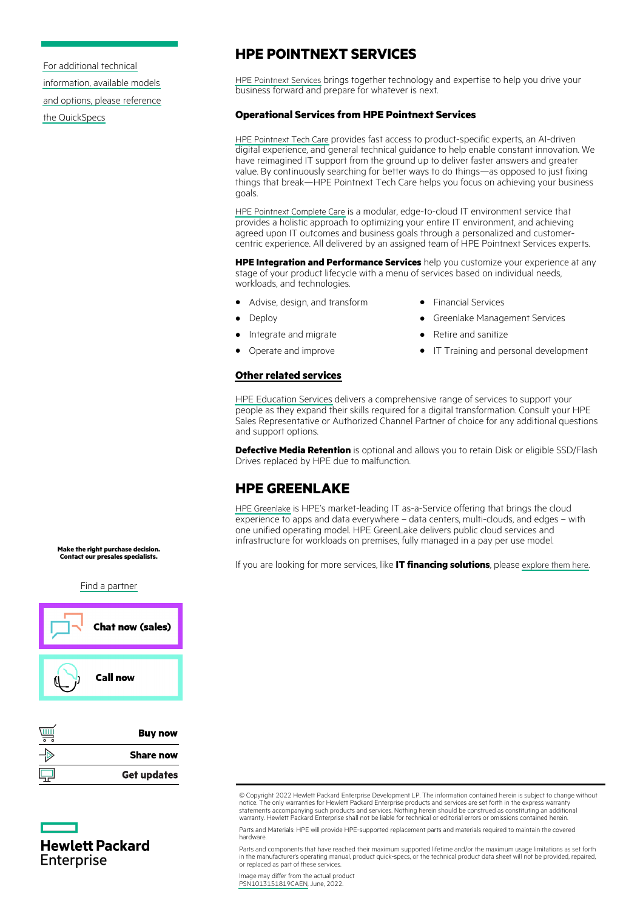For additional technical information, available models and options, please reference the QuickSpecs

## HPE POINTNEXT SERVICES

HPE Pointnext Services brings together technology and expertise to help you drive your business forward and prepare for whatever is next.

### Operational Services from HPE Pointnext Services

HPE Pointnext Tech Care provides fast access to product-specific experts, an AI-driven digital experience, and general technical guidance to help enable constant innovation. We have reimagined IT support from the ground up to deliver faster answers and greater value. By continuously searching for better ways to do things—as opposed to just fixing things that break—HPE Pointnext Tech Care helps you focus on achieving your business goals.

HPE Pointnext Complete Care is a modular, edge-to-cloud IT environment service that provides a holistic approach to optimizing your entire IT environment, and achieving agreed upon IT outcomes and business goals through a personalized and customer-centric experience. All delivered by an assigned team of HPE Pointnext Services experts.

**HPE Integration and Performance Services** help you customize your experience at any stage of your product lifecycle with a menu of services based on individual needs, workloads, and technologies.

- Advise, design, and transform
- Deploy
- Integrate and migrate
- Operate and improve
- Financial Services
- Greenlake Management Services
- Retire and sanitize
- IT Training and personal development

### Other related services

HPE Education Services delivers a comprehensive range of services to support your people as they expand their skills required for a digital transformation. Consult your HPE Sales Representative or Authorized Channel Partner of choice for any additional questions and support options.

**Defective Media Retention** is optional and allows you to retain Disk or eligible SSD/Flash Drives replaced by HPE due to malfunction.

## HPE GREENLAKE

HPE Greenlake is HPE's market-leading IT as-a-Service offering that brings the cloud experience to apps and data everywhere – data centers, multi-clouds, and edges – with one unified operating model. HPE GreenLake delivers public cloud services and infrastructure for workloads on premises, fully managed in a pay per use model.

If you are looking for more services, like **IT financing solutions**, please explore them here.

**Make the right purchase decision. Contact our presales specialists.**

Find a partner

**Chat now (sales)**

**Call now**

**Buy now**

**Share now**

**Get updates**

Hewlett Packard Enterprise

© Copyright 2022 Hewlett Packard Enterprise Development LP. The information contained herein is subject to change without notice. The only warranties for Hewlett Packard Enterprise products and services are set forth in the express warranty statements accompanying such products and services. Nothing herein should be construed as constituting an additional warranty. Hewlett Packard Enterprise shall not be liable for technical or editorial errors or omissions contained herein.

Parts and Materials: HPE will provide HPE-supported replacement parts and materials required to maintain the covered hardware.

Parts and components that have reached their maximum supported lifetime and/or the maximum usage limitations as set forth in the manufacturer's operating manual, product quick-specs, or the technical product data sheet will not be provided, repaired, or replaced as part of these services.

Image may differ from the actual product

PSN1013151819CAEN, June, 2022.